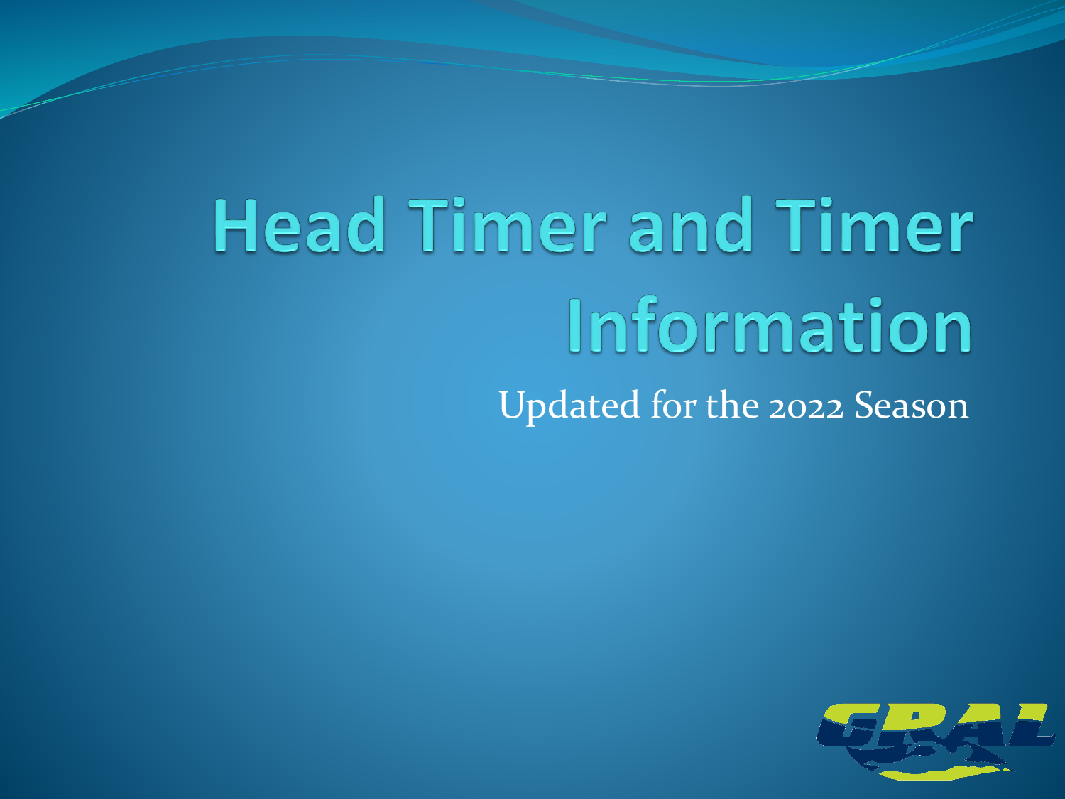# Head Timer and Timer Information

Updated for the 2022 Season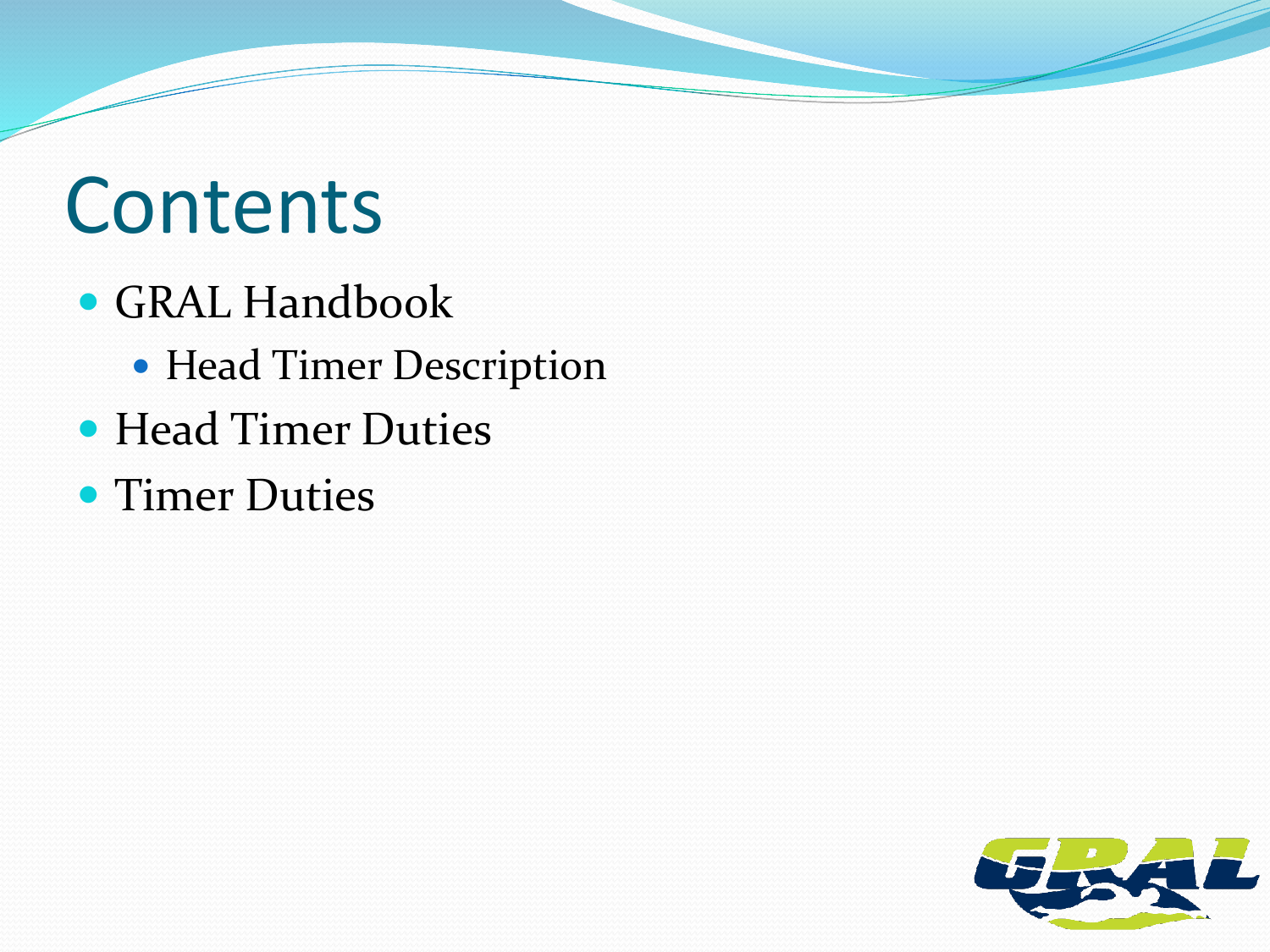# Contents

- GRAL Handbook
  - Head Timer Description
- Head Timer Duties
- Timer Duties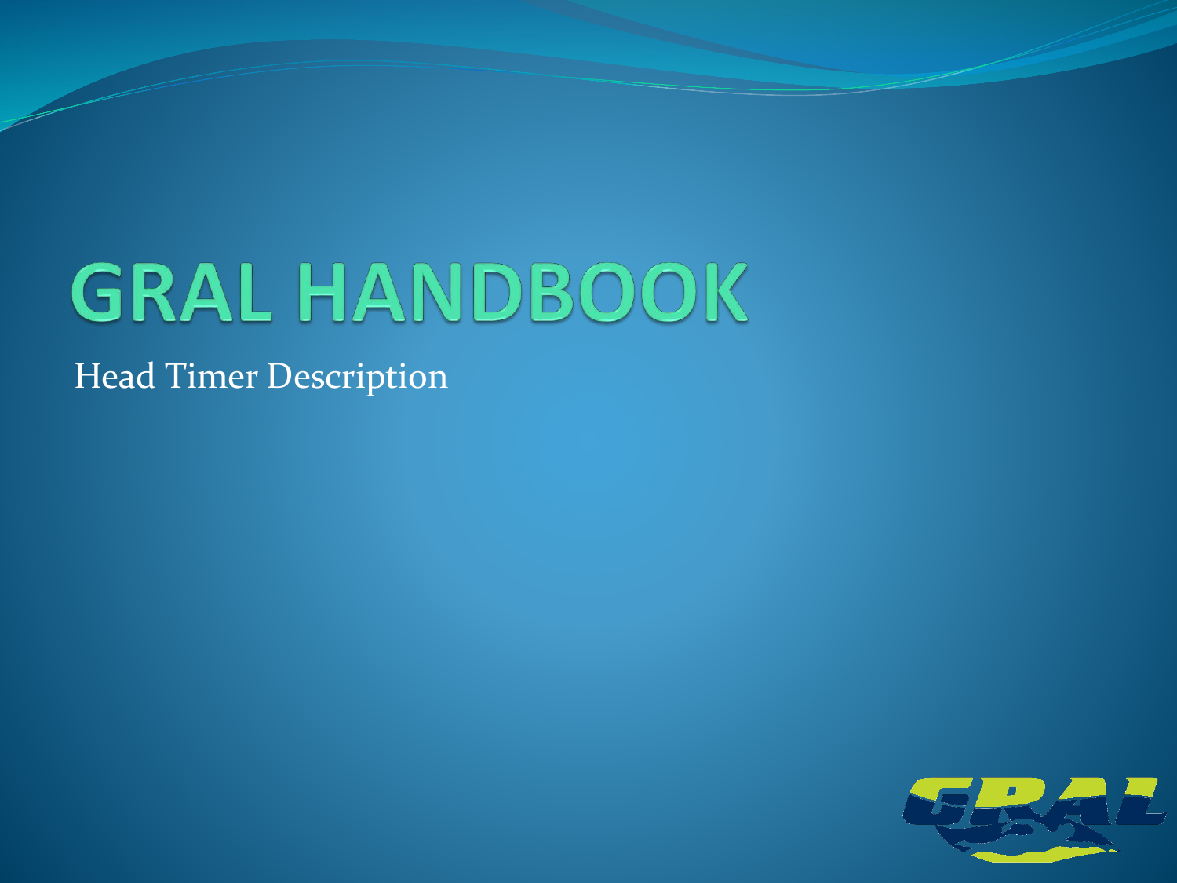# GRAL HANDBOOK

Head Timer Description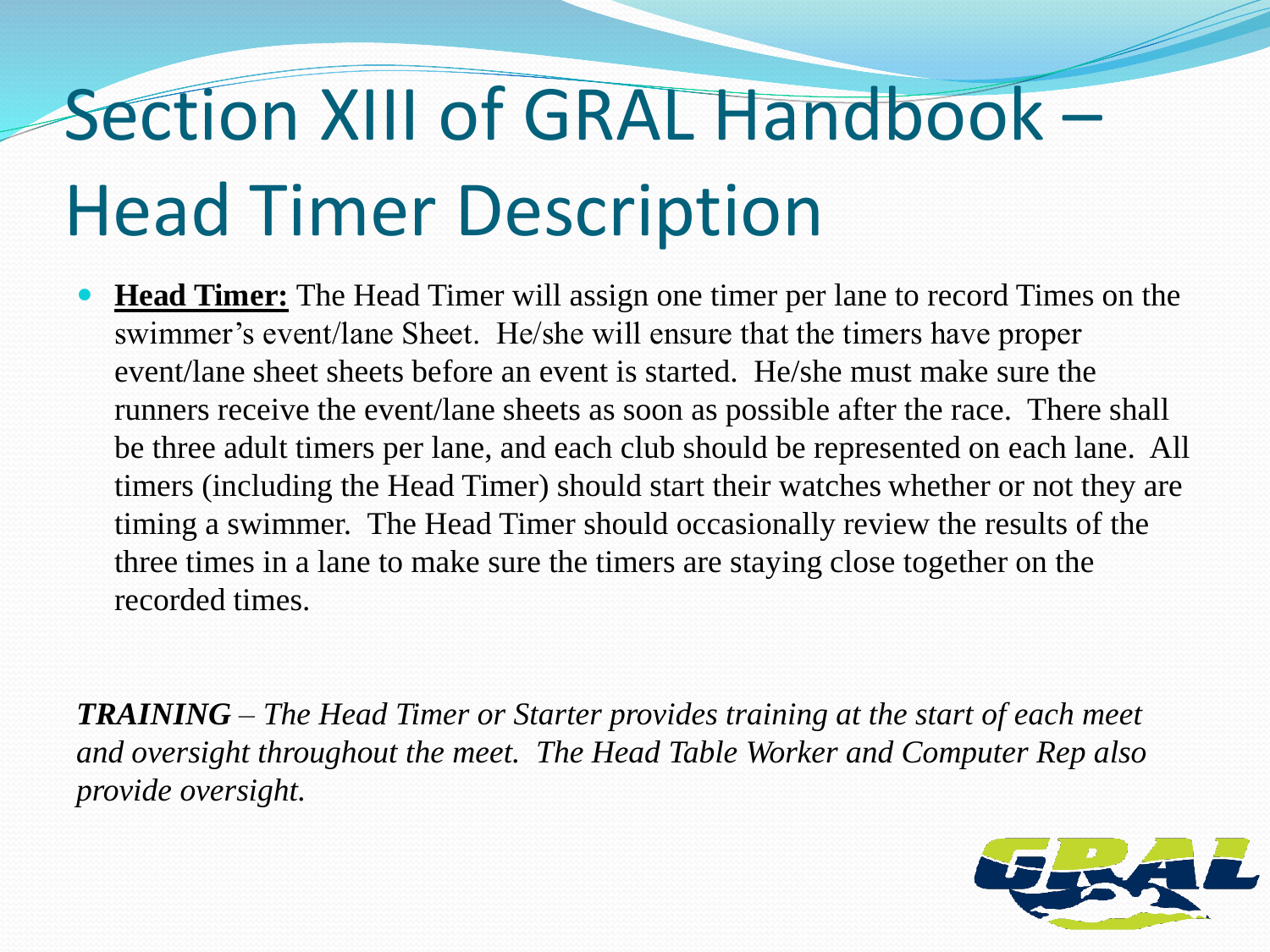# Section XIII of GRAL Handbook – Head Timer Description

- **Head Timer:** The Head Timer will assign one timer per lane to record Times on the swimmer's event/lane Sheet. He/she will ensure that the timers have proper event/lane sheet sheets before an event is started. He/she must make sure the runners receive the event/lane sheets as soon as possible after the race. There shall be three adult timers per lane, and each club should be represented on each lane. All timers (including the Head Timer) should start their watches whether or not they are timing a swimmer. The Head Timer should occasionally review the results of the three times in a lane to make sure the timers are staying close together on the recorded times.

***TRAINING*** *– The Head Timer or Starter provides training at the start of each meet and oversight throughout the meet. The Head Table Worker and Computer Rep also provide oversight.*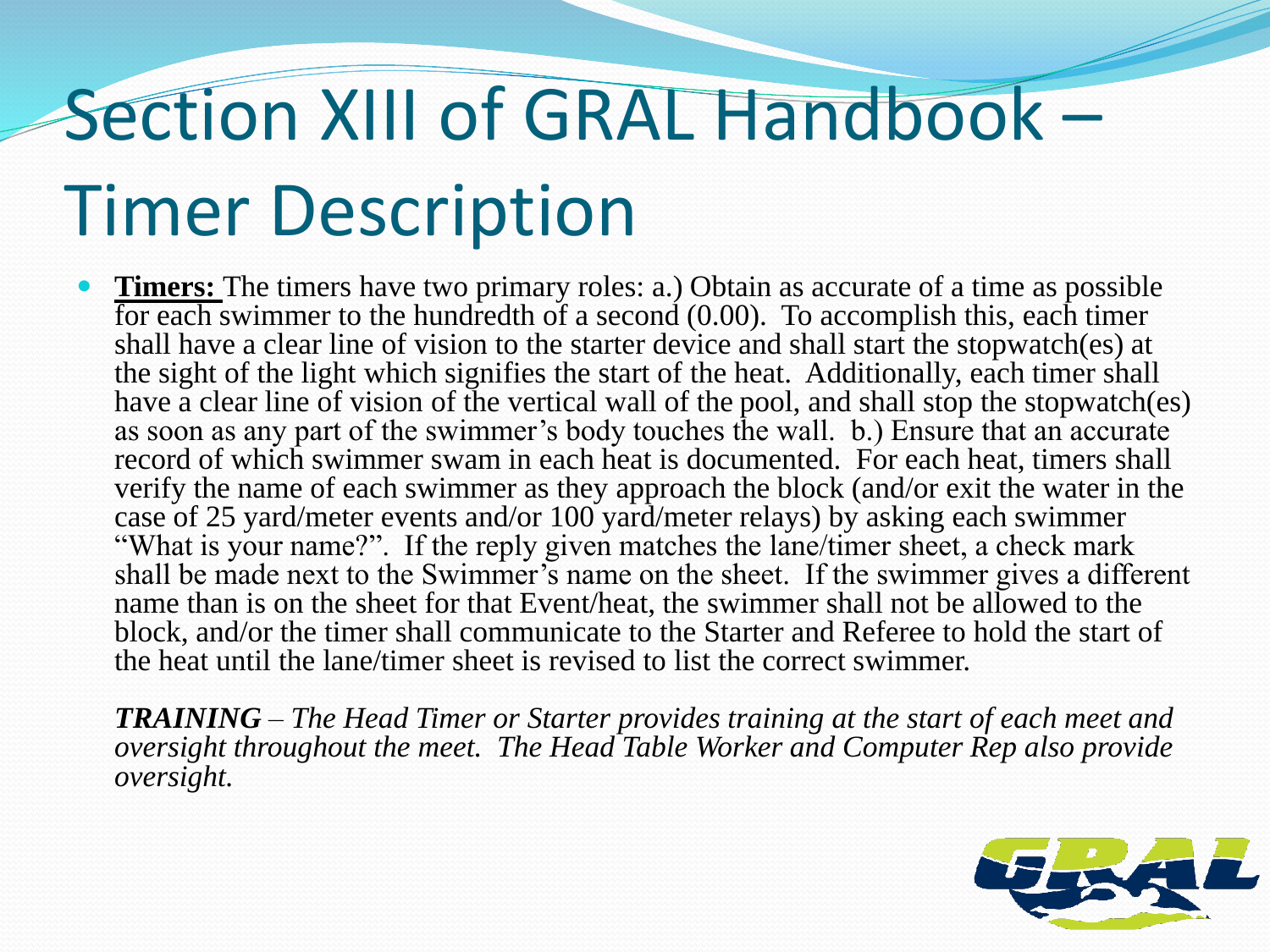# Section XIII of GRAL Handbook – Timer Description

- **Timers:** The timers have two primary roles: a.) Obtain as accurate of a time as possible for each swimmer to the hundredth of a second (0.00). To accomplish this, each timer shall have a clear line of vision to the starter device and shall start the stopwatch(es) at the sight of the light which signifies the start of the heat. Additionally, each timer shall have a clear line of vision of the vertical wall of the pool, and shall stop the stopwatch(es) as soon as any part of the swimmer's body touches the wall. b.) Ensure that an accurate record of which swimmer swam in each heat is documented. For each heat, timers shall verify the name of each swimmer as they approach the block (and/or exit the water in the case of 25 yard/meter events and/or 100 yard/meter relays) by asking each swimmer "What is your name?". If the reply given matches the lane/timer sheet, a check mark shall be made next to the Swimmer's name on the sheet. If the swimmer gives a different name than is on the sheet for that Event/heat, the swimmer shall not be allowed to the block, and/or the timer shall communicate to the Starter and Referee to hold the start of the heat until the lane/timer sheet is revised to list the correct swimmer.

  ***TRAINING*** *– The Head Timer or Starter provides training at the start of each meet and oversight throughout the meet. The Head Table Worker and Computer Rep also provide oversight.*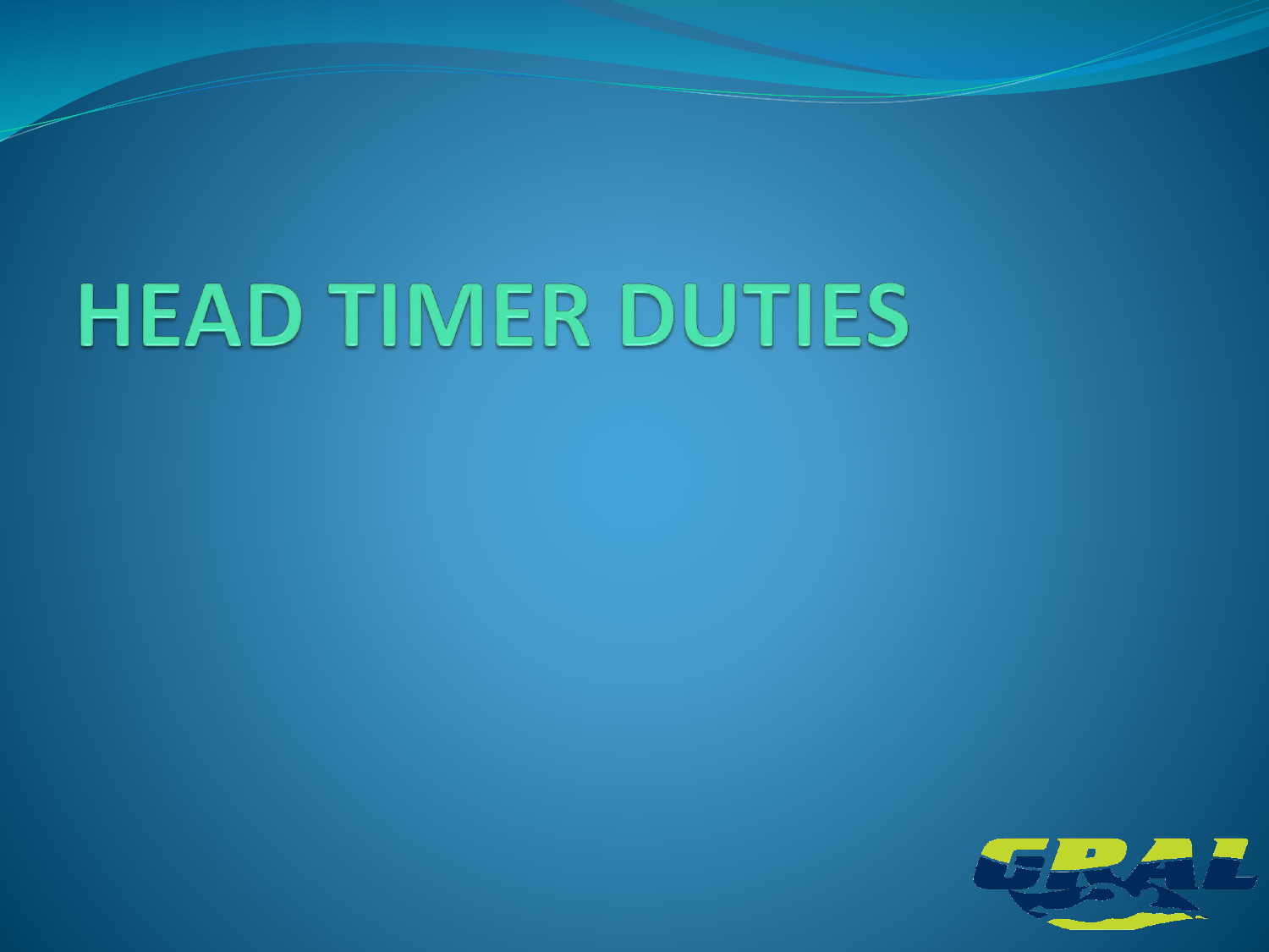# HEAD TIMER DUTIES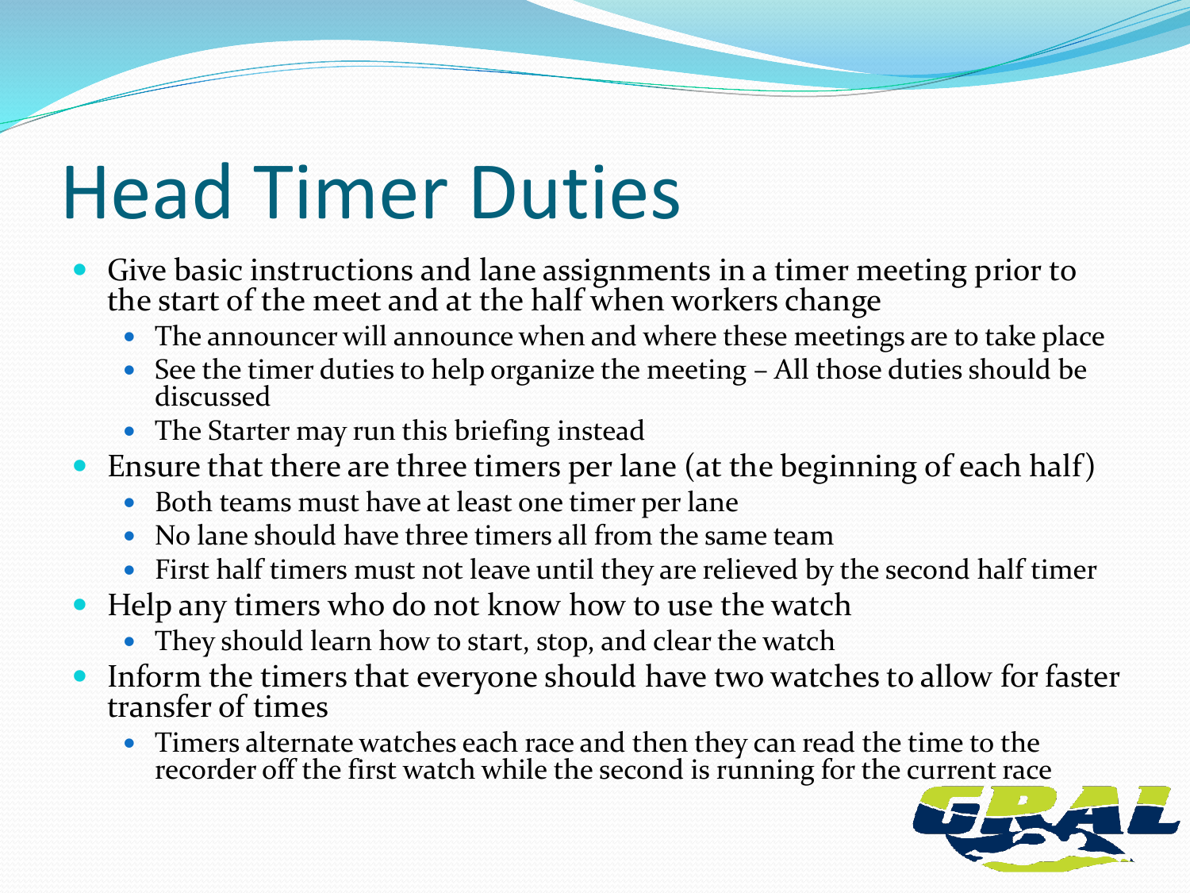# Head Timer Duties

- Give basic instructions and lane assignments in a timer meeting prior to the start of the meet and at the half when workers change
  - The announcer will announce when and where these meetings are to take place
  - See the timer duties to help organize the meeting – All those duties should be discussed
  - The Starter may run this briefing instead
- Ensure that there are three timers per lane (at the beginning of each half)
  - Both teams must have at least one timer per lane
  - No lane should have three timers all from the same team
  - First half timers must not leave until they are relieved by the second half timer
- Help any timers who do not know how to use the watch
  - They should learn how to start, stop, and clear the watch
- Inform the timers that everyone should have two watches to allow for faster transfer of times
  - Timers alternate watches each race and then they can read the time to the recorder off the first watch while the second is running for the current race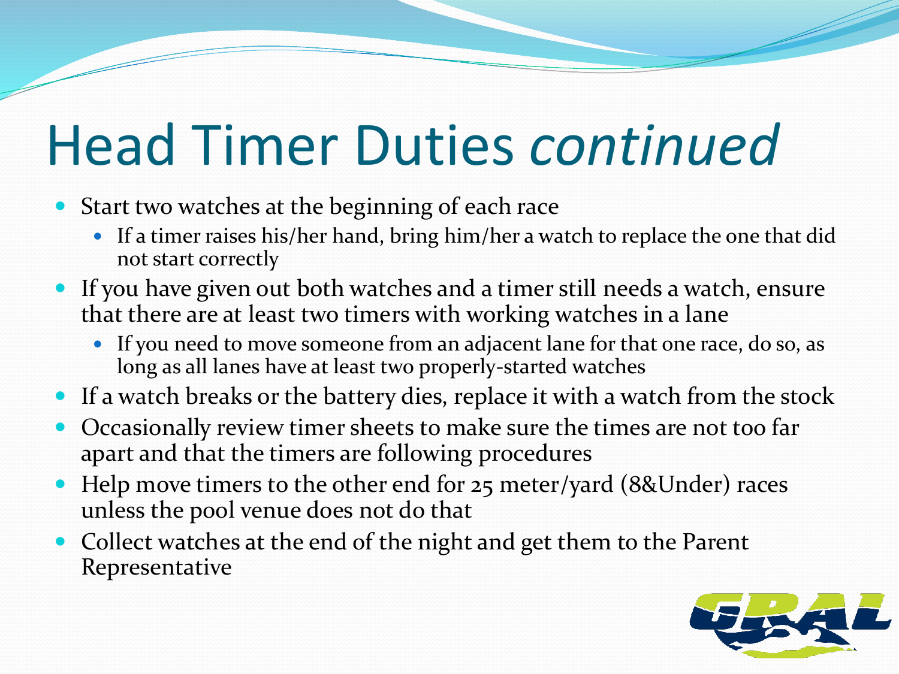# Head Timer Duties *continued*

- Start two watches at the beginning of each race
  - If a timer raises his/her hand, bring him/her a watch to replace the one that did not start correctly
- If you have given out both watches and a timer still needs a watch, ensure that there are at least two timers with working watches in a lane
  - If you need to move someone from an adjacent lane for that one race, do so, as long as all lanes have at least two properly-started watches
- If a watch breaks or the battery dies, replace it with a watch from the stock
- Occasionally review timer sheets to make sure the times are not too far apart and that the timers are following procedures
- Help move timers to the other end for 25 meter/yard (8&Under) races unless the pool venue does not do that
- Collect watches at the end of the night and get them to the Parent Representative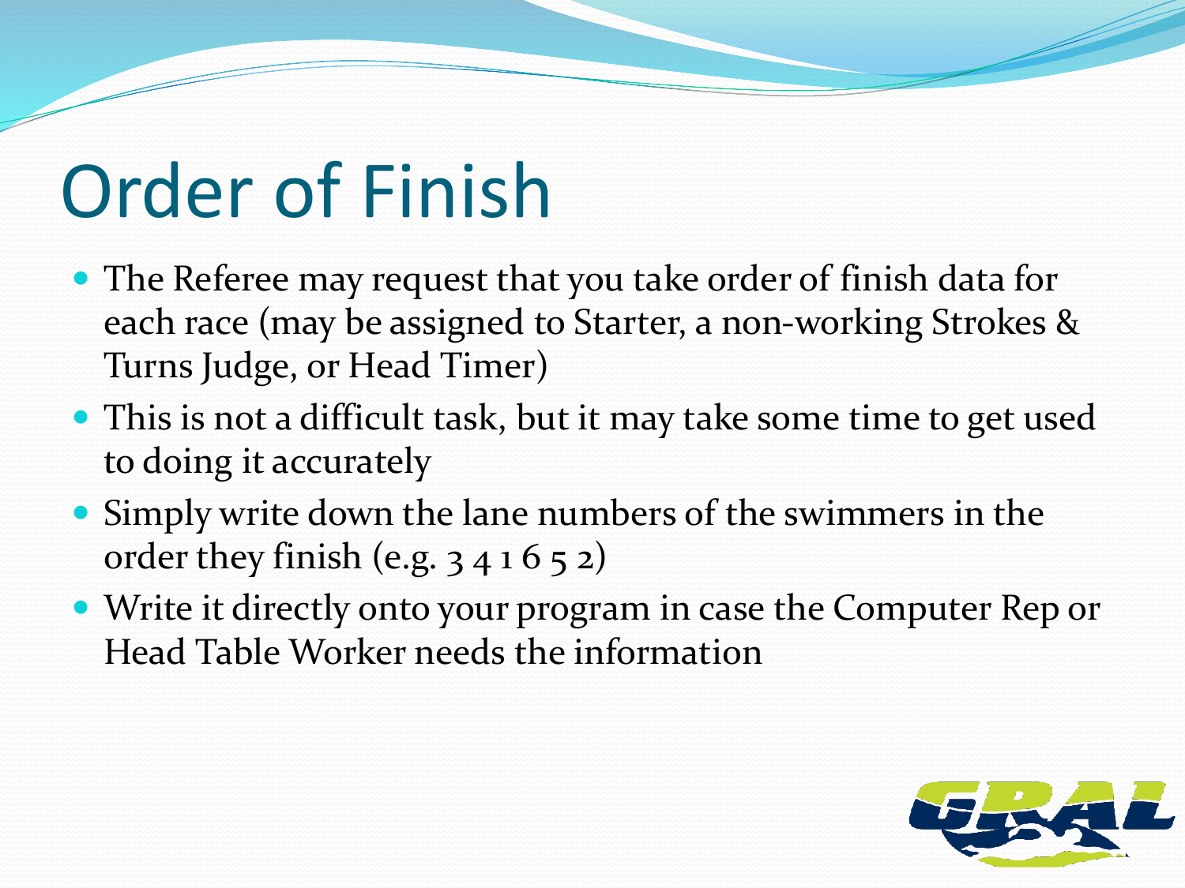# Order of Finish

- The Referee may request that you take order of finish data for each race (may be assigned to Starter, a non-working Strokes & Turns Judge, or Head Timer)
- This is not a difficult task, but it may take some time to get used to doing it accurately
- Simply write down the lane numbers of the swimmers in the order they finish (e.g. 3 4 1 6 5 2)
- Write it directly onto your program in case the Computer Rep or Head Table Worker needs the information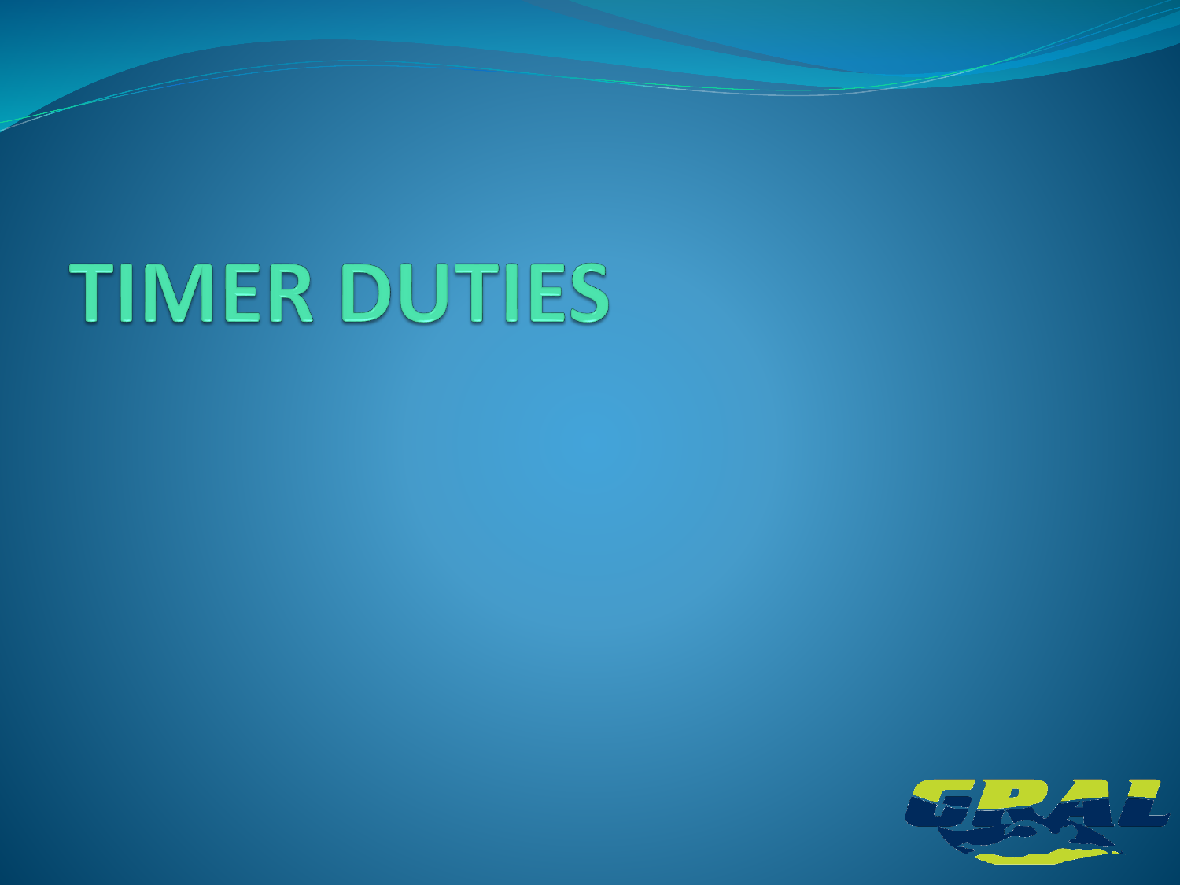# TIMER DUTIES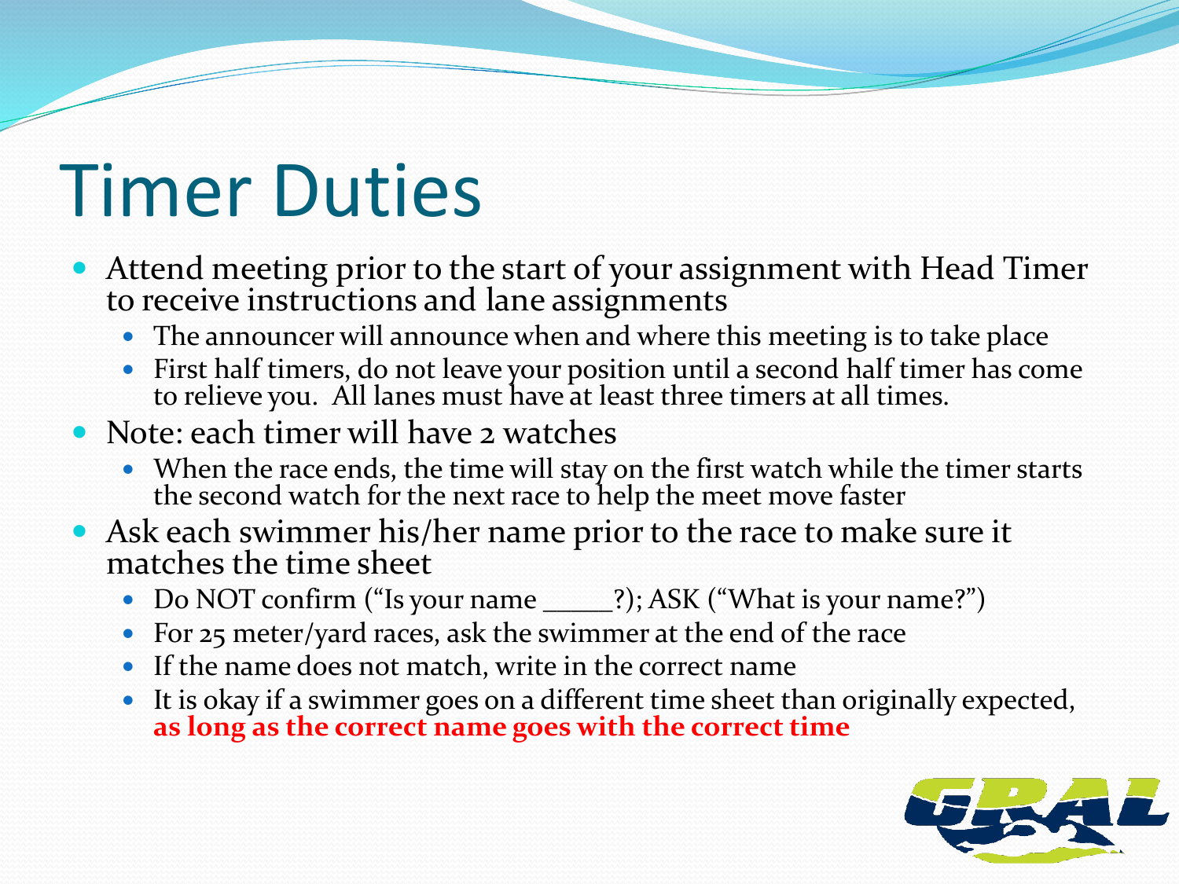# Timer Duties

- Attend meeting prior to the start of your assignment with Head Timer to receive instructions and lane assignments
  - The announcer will announce when and where this meeting is to take place
  - First half timers, do not leave your position until a second half timer has come to relieve you. All lanes must have at least three timers at all times.
- Note: each timer will have 2 watches
  - When the race ends, the time will stay on the first watch while the timer starts the second watch for the next race to help the meet move faster
- Ask each swimmer his/her name prior to the race to make sure it matches the time sheet
  - Do NOT confirm ("Is your name _____?); ASK ("What is your name?")
  - For 25 meter/yard races, ask the swimmer at the end of the race
  - If the name does not match, write in the correct name
  - It is okay if a swimmer goes on a different time sheet than originally expected, **as long as the correct name goes with the correct time**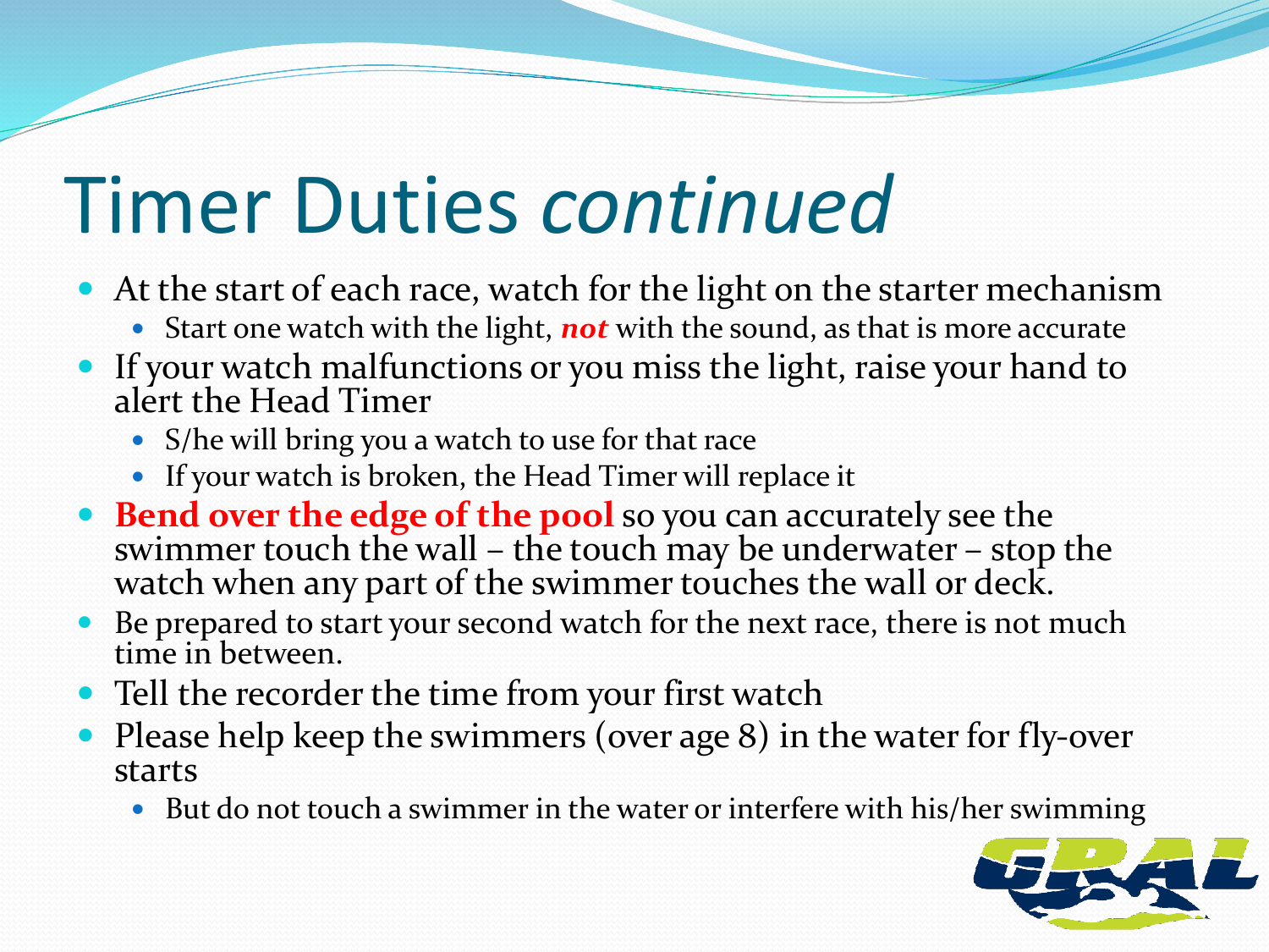# Timer Duties *continued*

- At the start of each race, watch for the light on the starter mechanism
  - Start one watch with the light, ***not*** with the sound, as that is more accurate
- If your watch malfunctions or you miss the light, raise your hand to alert the Head Timer
  - S/he will bring you a watch to use for that race
  - If your watch is broken, the Head Timer will replace it
- **Bend over the edge of the pool** so you can accurately see the swimmer touch the wall – the touch may be underwater – stop the watch when any part of the swimmer touches the wall or deck.
- Be prepared to start your second watch for the next race, there is not much time in between.
- Tell the recorder the time from your first watch
- Please help keep the swimmers (over age 8) in the water for fly-over starts
  - But do not touch a swimmer in the water or interfere with his/her swimming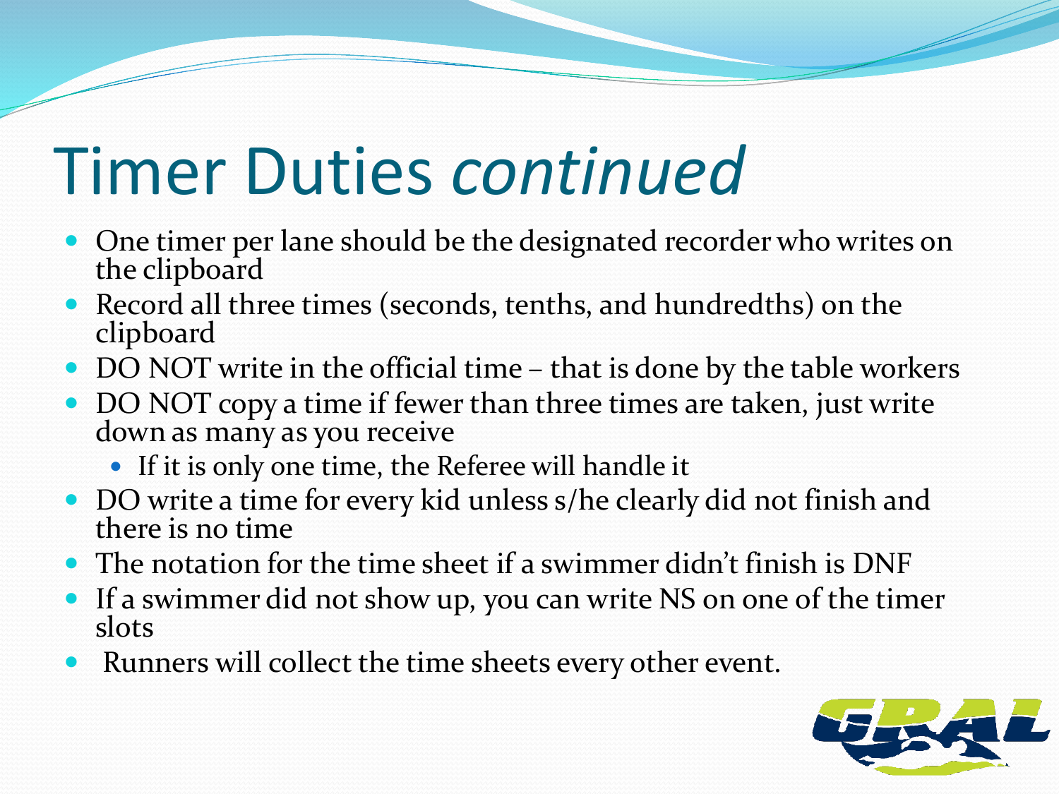# Timer Duties *continued*

- One timer per lane should be the designated recorder who writes on the clipboard
- Record all three times (seconds, tenths, and hundredths) on the clipboard
- DO NOT write in the official time – that is done by the table workers
- DO NOT copy a time if fewer than three times are taken, just write down as many as you receive
  - If it is only one time, the Referee will handle it
- DO write a time for every kid unless s/he clearly did not finish and there is no time
- The notation for the time sheet if a swimmer didn't finish is DNF
- If a swimmer did not show up, you can write NS on one of the timer slots
- Runners will collect the time sheets every other event.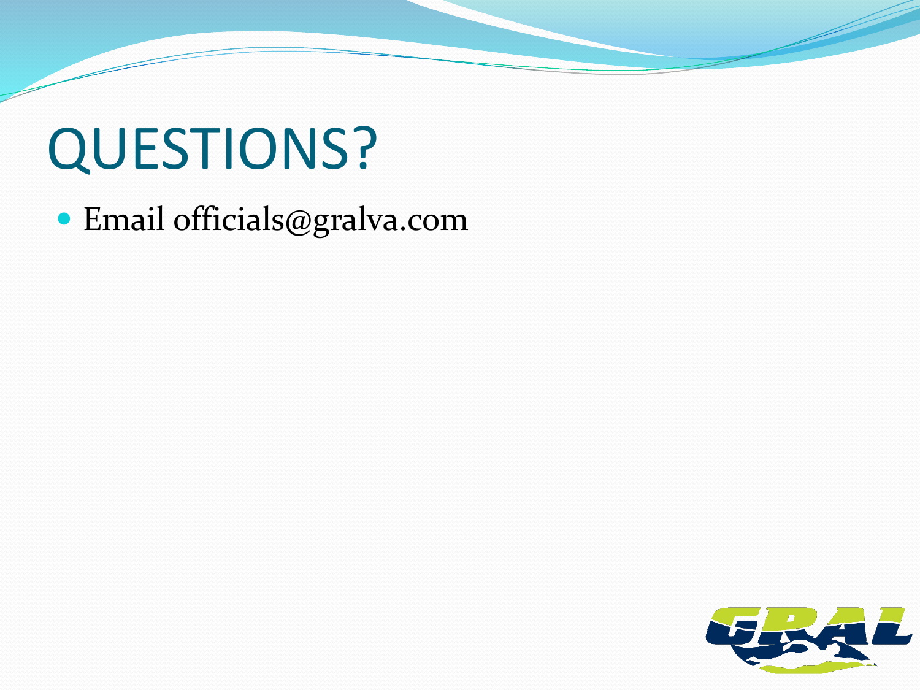# QUESTIONS?

- Email officials@gralva.com